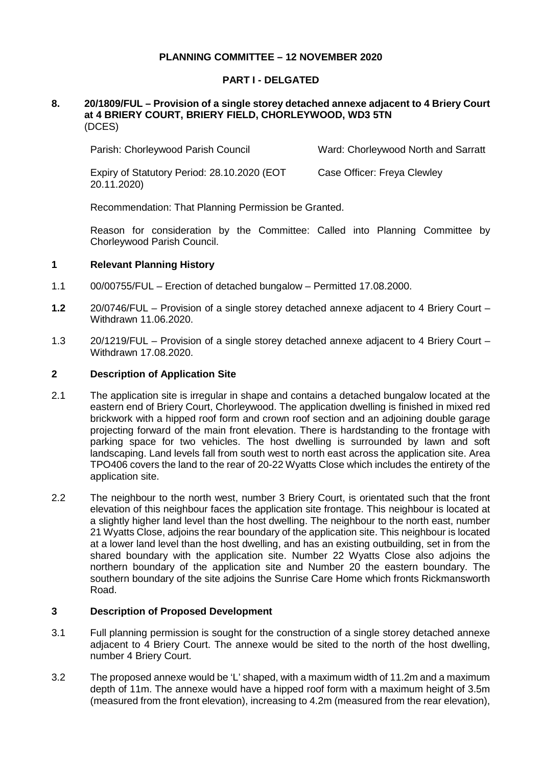**PLANNING COMMITTEE – 12 NOVEMBER 2020**

**PART I - DELGATED**

**8. 20/1809/FUL – Provision of a single storey detached annexe adjacent to 4 Briery Court at 4 BRIERY COURT, BRIERY FIELD, CHORLEYWOOD, WD3 5TN**
(DCES)

Parish: Chorleywood Parish Council | Ward: Chorleywood North and Sarratt

Expiry of Statutory Period: 28.10.2020 (EOT 20.11.2020) | Case Officer: Freya Clewley

Recommendation: That Planning Permission be Granted.

Reason for consideration by the Committee: Called into Planning Committee by Chorleywood Parish Council.

## 1 Relevant Planning History

1.1 00/00755/FUL – Erection of detached bungalow – Permitted 17.08.2000.

**1.2** 20/0746/FUL – Provision of a single storey detached annexe adjacent to 4 Briery Court – Withdrawn 11.06.2020.

1.3 20/1219/FUL – Provision of a single storey detached annexe adjacent to 4 Briery Court – Withdrawn 17.08.2020.

## 2 Description of Application Site

2.1 The application site is irregular in shape and contains a detached bungalow located at the eastern end of Briery Court, Chorleywood. The application dwelling is finished in mixed red brickwork with a hipped roof form and crown roof section and an adjoining double garage projecting forward of the main front elevation. There is hardstanding to the frontage with parking space for two vehicles. The host dwelling is surrounded by lawn and soft landscaping. Land levels fall from south west to north east across the application site. Area TPO406 covers the land to the rear of 20-22 Wyatts Close which includes the entirety of the application site.

2.2 The neighbour to the north west, number 3 Briery Court, is orientated such that the front elevation of this neighbour faces the application site frontage. This neighbour is located at a slightly higher land level than the host dwelling. The neighbour to the north east, number 21 Wyatts Close, adjoins the rear boundary of the application site. This neighbour is located at a lower land level than the host dwelling, and has an existing outbuilding, set in from the shared boundary with the application site. Number 22 Wyatts Close also adjoins the northern boundary of the application site and Number 20 the eastern boundary. The southern boundary of the site adjoins the Sunrise Care Home which fronts Rickmansworth Road.

## 3 Description of Proposed Development

3.1 Full planning permission is sought for the construction of a single storey detached annexe adjacent to 4 Briery Court. The annexe would be sited to the north of the host dwelling, number 4 Briery Court.

3.2 The proposed annexe would be 'L' shaped, with a maximum width of 11.2m and a maximum depth of 11m. The annexe would have a hipped roof form with a maximum height of 3.5m (measured from the front elevation), increasing to 4.2m (measured from the rear elevation),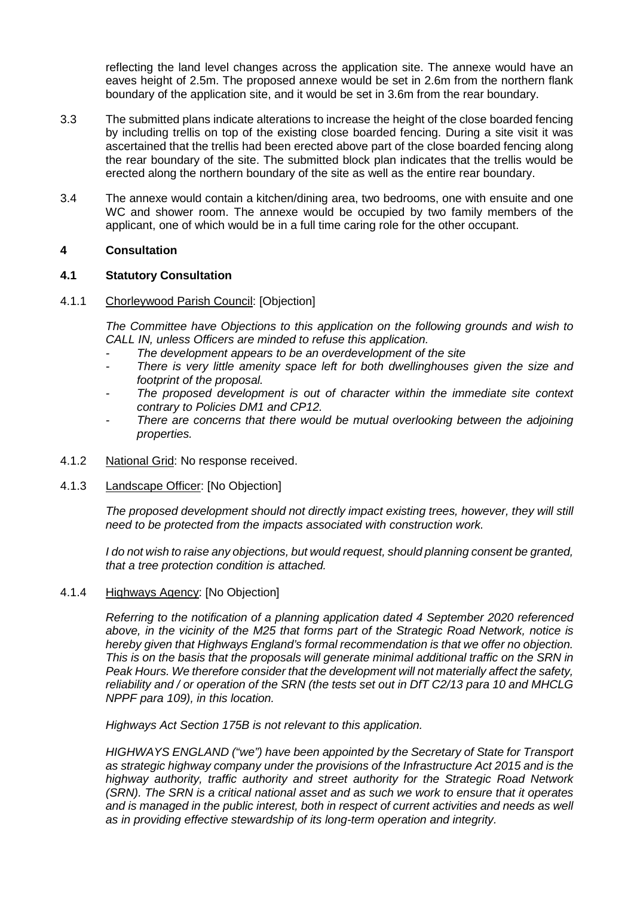reflecting the land level changes across the application site. The annexe would have an eaves height of 2.5m. The proposed annexe would be set in 2.6m from the northern flank boundary of the application site, and it would be set in 3.6m from the rear boundary.

3.3 The submitted plans indicate alterations to increase the height of the close boarded fencing by including trellis on top of the existing close boarded fencing. During a site visit it was ascertained that the trellis had been erected above part of the close boarded fencing along the rear boundary of the site. The submitted block plan indicates that the trellis would be erected along the northern boundary of the site as well as the entire rear boundary.

3.4 The annexe would contain a kitchen/dining area, two bedrooms, one with ensuite and one WC and shower room. The annexe would be occupied by two family members of the applicant, one of which would be in a full time caring role for the other occupant.

## 4 Consultation

### 4.1 Statutory Consultation

4.1.1 <u>Chorleywood Parish Council</u>: [Objection]

*The Committee have Objections to this application on the following grounds and wish to CALL IN, unless Officers are minded to refuse this application.*

- *The development appears to be an overdevelopment of the site*
- *There is very little amenity space left for both dwellinghouses given the size and footprint of the proposal.*
- *The proposed development is out of character within the immediate site context contrary to Policies DM1 and CP12.*
- *There are concerns that there would be mutual overlooking between the adjoining properties.*

4.1.2 <u>National Grid</u>: No response received.

4.1.3 <u>Landscape Officer</u>: [No Objection]

*The proposed development should not directly impact existing trees, however, they will still need to be protected from the impacts associated with construction work.*

*I do not wish to raise any objections, but would request, should planning consent be granted, that a tree protection condition is attached.*

4.1.4 <u>Highways Agency</u>: [No Objection]

*Referring to the notification of a planning application dated 4 September 2020 referenced above, in the vicinity of the M25 that forms part of the Strategic Road Network, notice is hereby given that Highways England's formal recommendation is that we offer no objection. This is on the basis that the proposals will generate minimal additional traffic on the SRN in Peak Hours. We therefore consider that the development will not materially affect the safety, reliability and / or operation of the SRN (the tests set out in DfT C2/13 para 10 and MHCLG NPPF para 109), in this location.*

*Highways Act Section 175B is not relevant to this application.*

*HIGHWAYS ENGLAND ("we") have been appointed by the Secretary of State for Transport as strategic highway company under the provisions of the Infrastructure Act 2015 and is the highway authority, traffic authority and street authority for the Strategic Road Network (SRN). The SRN is a critical national asset and as such we work to ensure that it operates and is managed in the public interest, both in respect of current activities and needs as well as in providing effective stewardship of its long-term operation and integrity.*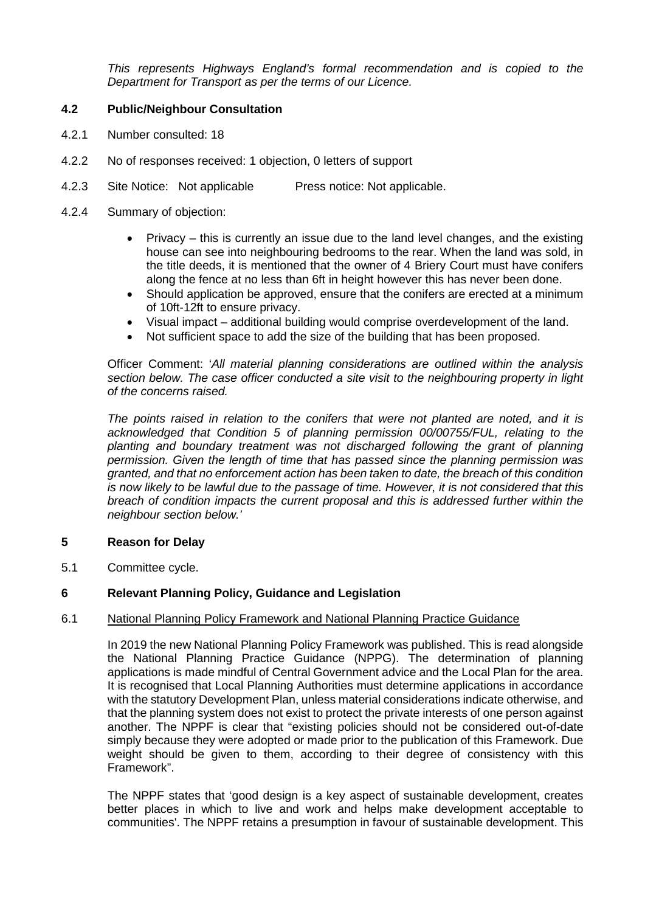*This represents Highways England's formal recommendation and is copied to the Department for Transport as per the terms of our Licence.*

### 4.2 Public/Neighbour Consultation

4.2.1 Number consulted: 18

4.2.2 No of responses received: 1 objection, 0 letters of support

4.2.3 Site Notice: Not applicable Press notice: Not applicable.

4.2.4 Summary of objection:

- Privacy – this is currently an issue due to the land level changes, and the existing house can see into neighbouring bedrooms to the rear. When the land was sold, in the title deeds, it is mentioned that the owner of 4 Briery Court must have conifers along the fence at no less than 6ft in height however this has never been done.
- Should application be approved, ensure that the conifers are erected at a minimum of 10ft-12ft to ensure privacy.
- Visual impact – additional building would comprise overdevelopment of the land.
- Not sufficient space to add the size of the building that has been proposed.

Officer Comment: '*All material planning considerations are outlined within the analysis section below. The case officer conducted a site visit to the neighbouring property in light of the concerns raised.*

*The points raised in relation to the conifers that were not planted are noted, and it is acknowledged that Condition 5 of planning permission 00/00755/FUL, relating to the planting and boundary treatment was not discharged following the grant of planning permission. Given the length of time that has passed since the planning permission was granted, and that no enforcement action has been taken to date, the breach of this condition is now likely to be lawful due to the passage of time. However, it is not considered that this breach of condition impacts the current proposal and this is addressed further within the neighbour section below.*'

## 5 Reason for Delay

5.1 Committee cycle.

## 6 Relevant Planning Policy, Guidance and Legislation

6.1 National Planning Policy Framework and National Planning Practice Guidance

In 2019 the new National Planning Policy Framework was published. This is read alongside the National Planning Practice Guidance (NPPG). The determination of planning applications is made mindful of Central Government advice and the Local Plan for the area. It is recognised that Local Planning Authorities must determine applications in accordance with the statutory Development Plan, unless material considerations indicate otherwise, and that the planning system does not exist to protect the private interests of one person against another. The NPPF is clear that "existing policies should not be considered out-of-date simply because they were adopted or made prior to the publication of this Framework. Due weight should be given to them, according to their degree of consistency with this Framework".

The NPPF states that 'good design is a key aspect of sustainable development, creates better places in which to live and work and helps make development acceptable to communities'. The NPPF retains a presumption in favour of sustainable development. This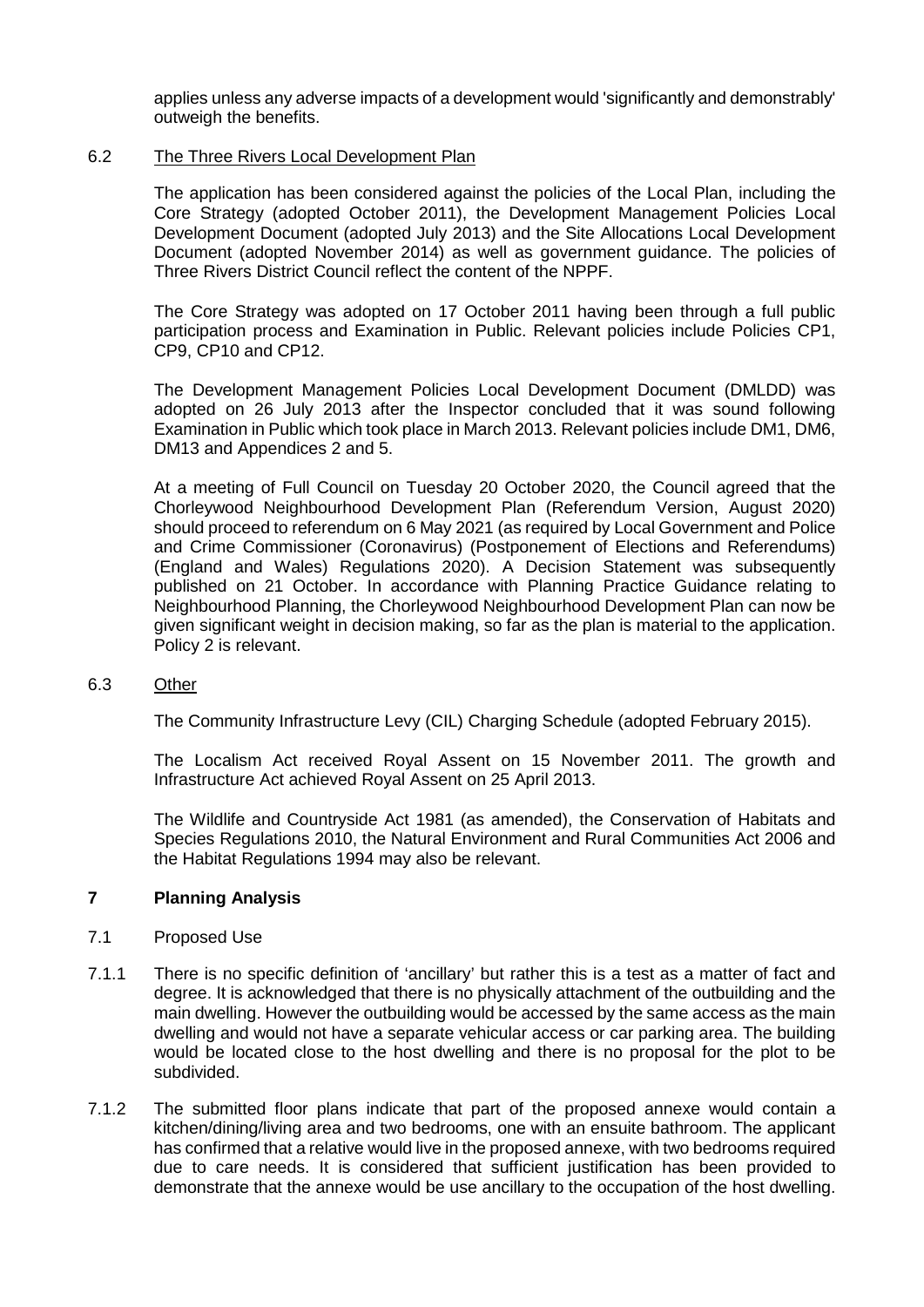applies unless any adverse impacts of a development would 'significantly and demonstrably' outweigh the benefits.

6.2 The Three Rivers Local Development Plan

The application has been considered against the policies of the Local Plan, including the Core Strategy (adopted October 2011), the Development Management Policies Local Development Document (adopted July 2013) and the Site Allocations Local Development Document (adopted November 2014) as well as government guidance. The policies of Three Rivers District Council reflect the content of the NPPF.

The Core Strategy was adopted on 17 October 2011 having been through a full public participation process and Examination in Public. Relevant policies include Policies CP1, CP9, CP10 and CP12.

The Development Management Policies Local Development Document (DMLDD) was adopted on 26 July 2013 after the Inspector concluded that it was sound following Examination in Public which took place in March 2013. Relevant policies include DM1, DM6, DM13 and Appendices 2 and 5.

At a meeting of Full Council on Tuesday 20 October 2020, the Council agreed that the Chorleywood Neighbourhood Development Plan (Referendum Version, August 2020) should proceed to referendum on 6 May 2021 (as required by Local Government and Police and Crime Commissioner (Coronavirus) (Postponement of Elections and Referendums) (England and Wales) Regulations 2020). A Decision Statement was subsequently published on 21 October. In accordance with Planning Practice Guidance relating to Neighbourhood Planning, the Chorleywood Neighbourhood Development Plan can now be given significant weight in decision making, so far as the plan is material to the application. Policy 2 is relevant.

6.3 Other

The Community Infrastructure Levy (CIL) Charging Schedule (adopted February 2015).

The Localism Act received Royal Assent on 15 November 2011. The growth and Infrastructure Act achieved Royal Assent on 25 April 2013.

The Wildlife and Countryside Act 1981 (as amended), the Conservation of Habitats and Species Regulations 2010, the Natural Environment and Rural Communities Act 2006 and the Habitat Regulations 1994 may also be relevant.

## 7 Planning Analysis

7.1 Proposed Use

7.1.1 There is no specific definition of 'ancillary' but rather this is a test as a matter of fact and degree. It is acknowledged that there is no physically attachment of the outbuilding and the main dwelling. However the outbuilding would be accessed by the same access as the main dwelling and would not have a separate vehicular access or car parking area. The building would be located close to the host dwelling and there is no proposal for the plot to be subdivided.

7.1.2 The submitted floor plans indicate that part of the proposed annexe would contain a kitchen/dining/living area and two bedrooms, one with an ensuite bathroom. The applicant has confirmed that a relative would live in the proposed annexe, with two bedrooms required due to care needs. It is considered that sufficient justification has been provided to demonstrate that the annexe would be use ancillary to the occupation of the host dwelling.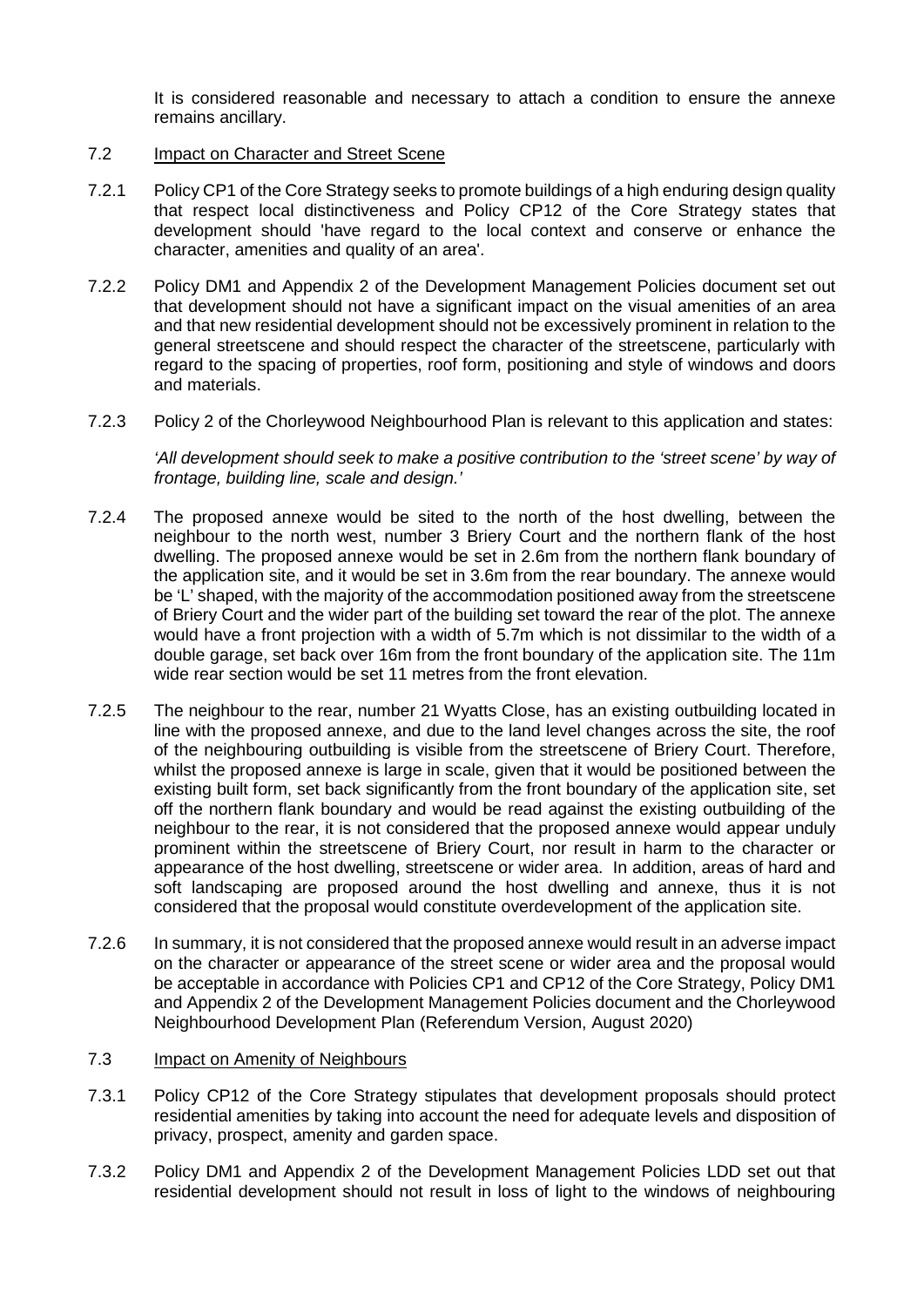It is considered reasonable and necessary to attach a condition to ensure the annexe remains ancillary.

7.2 Impact on Character and Street Scene

7.2.1 Policy CP1 of the Core Strategy seeks to promote buildings of a high enduring design quality that respect local distinctiveness and Policy CP12 of the Core Strategy states that development should 'have regard to the local context and conserve or enhance the character, amenities and quality of an area'.

7.2.2 Policy DM1 and Appendix 2 of the Development Management Policies document set out that development should not have a significant impact on the visual amenities of an area and that new residential development should not be excessively prominent in relation to the general streetscene and should respect the character of the streetscene, particularly with regard to the spacing of properties, roof form, positioning and style of windows and doors and materials.

7.2.3 Policy 2 of the Chorleywood Neighbourhood Plan is relevant to this application and states:

*'All development should seek to make a positive contribution to the 'street scene' by way of frontage, building line, scale and design.'*

7.2.4 The proposed annexe would be sited to the north of the host dwelling, between the neighbour to the north west, number 3 Briery Court and the northern flank of the host dwelling. The proposed annexe would be set in 2.6m from the northern flank boundary of the application site, and it would be set in 3.6m from the rear boundary. The annexe would be 'L' shaped, with the majority of the accommodation positioned away from the streetscene of Briery Court and the wider part of the building set toward the rear of the plot. The annexe would have a front projection with a width of 5.7m which is not dissimilar to the width of a double garage, set back over 16m from the front boundary of the application site. The 11m wide rear section would be set 11 metres from the front elevation.

7.2.5 The neighbour to the rear, number 21 Wyatts Close, has an existing outbuilding located in line with the proposed annexe, and due to the land level changes across the site, the roof of the neighbouring outbuilding is visible from the streetscene of Briery Court. Therefore, whilst the proposed annexe is large in scale, given that it would be positioned between the existing built form, set back significantly from the front boundary of the application site, set off the northern flank boundary and would be read against the existing outbuilding of the neighbour to the rear, it is not considered that the proposed annexe would appear unduly prominent within the streetscene of Briery Court, nor result in harm to the character or appearance of the host dwelling, streetscene or wider area. In addition, areas of hard and soft landscaping are proposed around the host dwelling and annexe, thus it is not considered that the proposal would constitute overdevelopment of the application site.

7.2.6 In summary, it is not considered that the proposed annexe would result in an adverse impact on the character or appearance of the street scene or wider area and the proposal would be acceptable in accordance with Policies CP1 and CP12 of the Core Strategy, Policy DM1 and Appendix 2 of the Development Management Policies document and the Chorleywood Neighbourhood Development Plan (Referendum Version, August 2020)

7.3 Impact on Amenity of Neighbours

7.3.1 Policy CP12 of the Core Strategy stipulates that development proposals should protect residential amenities by taking into account the need for adequate levels and disposition of privacy, prospect, amenity and garden space.

7.3.2 Policy DM1 and Appendix 2 of the Development Management Policies LDD set out that residential development should not result in loss of light to the windows of neighbouring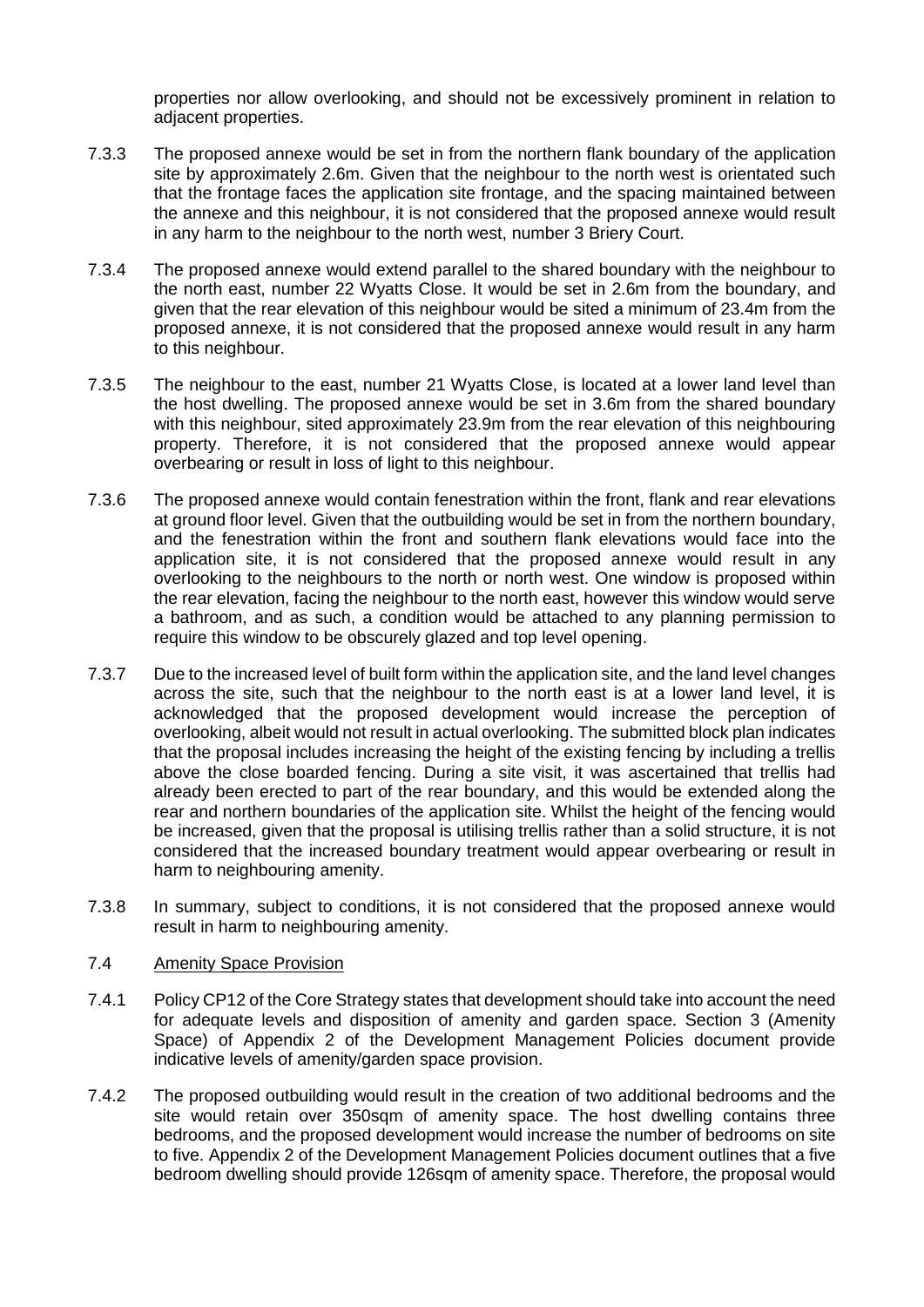properties nor allow overlooking, and should not be excessively prominent in relation to adjacent properties.

7.3.3 The proposed annexe would be set in from the northern flank boundary of the application site by approximately 2.6m. Given that the neighbour to the north west is orientated such that the frontage faces the application site frontage, and the spacing maintained between the annexe and this neighbour, it is not considered that the proposed annexe would result in any harm to the neighbour to the north west, number 3 Briery Court.

7.3.4 The proposed annexe would extend parallel to the shared boundary with the neighbour to the north east, number 22 Wyatts Close. It would be set in 2.6m from the boundary, and given that the rear elevation of this neighbour would be sited a minimum of 23.4m from the proposed annexe, it is not considered that the proposed annexe would result in any harm to this neighbour.

7.3.5 The neighbour to the east, number 21 Wyatts Close, is located at a lower land level than the host dwelling. The proposed annexe would be set in 3.6m from the shared boundary with this neighbour, sited approximately 23.9m from the rear elevation of this neighbouring property. Therefore, it is not considered that the proposed annexe would appear overbearing or result in loss of light to this neighbour.

7.3.6 The proposed annexe would contain fenestration within the front, flank and rear elevations at ground floor level. Given that the outbuilding would be set in from the northern boundary, and the fenestration within the front and southern flank elevations would face into the application site, it is not considered that the proposed annexe would result in any overlooking to the neighbours to the north or north west. One window is proposed within the rear elevation, facing the neighbour to the north east, however this window would serve a bathroom, and as such, a condition would be attached to any planning permission to require this window to be obscurely glazed and top level opening.

7.3.7 Due to the increased level of built form within the application site, and the land level changes across the site, such that the neighbour to the north east is at a lower land level, it is acknowledged that the proposed development would increase the perception of overlooking, albeit would not result in actual overlooking. The submitted block plan indicates that the proposal includes increasing the height of the existing fencing by including a trellis above the close boarded fencing. During a site visit, it was ascertained that trellis had already been erected to part of the rear boundary, and this would be extended along the rear and northern boundaries of the application site. Whilst the height of the fencing would be increased, given that the proposal is utilising trellis rather than a solid structure, it is not considered that the increased boundary treatment would appear overbearing or result in harm to neighbouring amenity.

7.3.8 In summary, subject to conditions, it is not considered that the proposed annexe would result in harm to neighbouring amenity.

7.4 Amenity Space Provision

7.4.1 Policy CP12 of the Core Strategy states that development should take into account the need for adequate levels and disposition of amenity and garden space. Section 3 (Amenity Space) of Appendix 2 of the Development Management Policies document provide indicative levels of amenity/garden space provision.

7.4.2 The proposed outbuilding would result in the creation of two additional bedrooms and the site would retain over 350sqm of amenity space. The host dwelling contains three bedrooms, and the proposed development would increase the number of bedrooms on site to five. Appendix 2 of the Development Management Policies document outlines that a five bedroom dwelling should provide 126sqm of amenity space. Therefore, the proposal would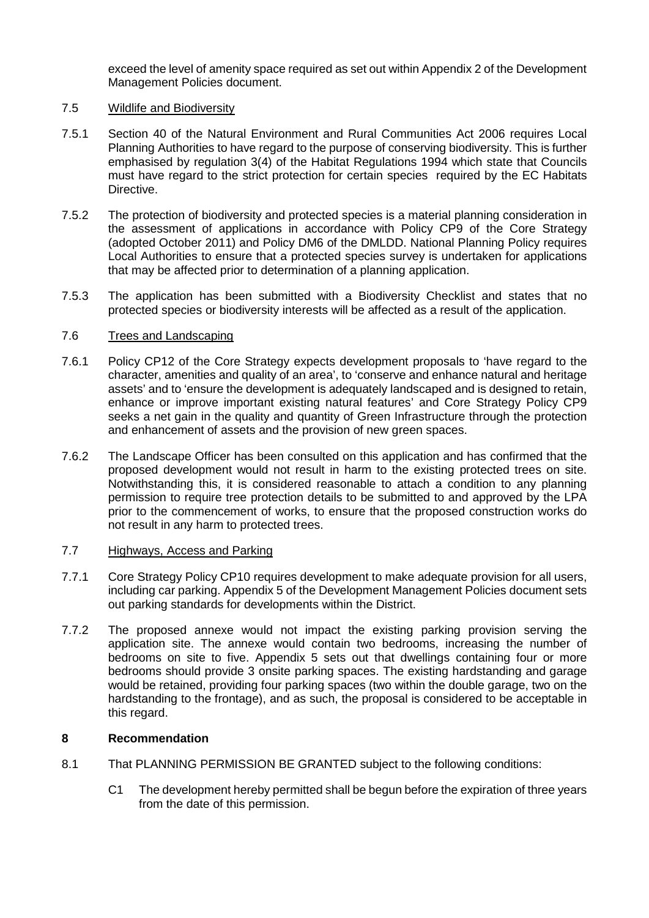exceed the level of amenity space required as set out within Appendix 2 of the Development Management Policies document.

7.5 Wildlife and Biodiversity

7.5.1 Section 40 of the Natural Environment and Rural Communities Act 2006 requires Local Planning Authorities to have regard to the purpose of conserving biodiversity. This is further emphasised by regulation 3(4) of the Habitat Regulations 1994 which state that Councils must have regard to the strict protection for certain species required by the EC Habitats Directive.

7.5.2 The protection of biodiversity and protected species is a material planning consideration in the assessment of applications in accordance with Policy CP9 of the Core Strategy (adopted October 2011) and Policy DM6 of the DMLDD. National Planning Policy requires Local Authorities to ensure that a protected species survey is undertaken for applications that may be affected prior to determination of a planning application.

7.5.3 The application has been submitted with a Biodiversity Checklist and states that no protected species or biodiversity interests will be affected as a result of the application.

7.6 Trees and Landscaping

7.6.1 Policy CP12 of the Core Strategy expects development proposals to 'have regard to the character, amenities and quality of an area', to 'conserve and enhance natural and heritage assets' and to 'ensure the development is adequately landscaped and is designed to retain, enhance or improve important existing natural features' and Core Strategy Policy CP9 seeks a net gain in the quality and quantity of Green Infrastructure through the protection and enhancement of assets and the provision of new green spaces.

7.6.2 The Landscape Officer has been consulted on this application and has confirmed that the proposed development would not result in harm to the existing protected trees on site. Notwithstanding this, it is considered reasonable to attach a condition to any planning permission to require tree protection details to be submitted to and approved by the LPA prior to the commencement of works, to ensure that the proposed construction works do not result in any harm to protected trees.

7.7 Highways, Access and Parking

7.7.1 Core Strategy Policy CP10 requires development to make adequate provision for all users, including car parking. Appendix 5 of the Development Management Policies document sets out parking standards for developments within the District.

7.7.2 The proposed annexe would not impact the existing parking provision serving the application site. The annexe would contain two bedrooms, increasing the number of bedrooms on site to five. Appendix 5 sets out that dwellings containing four or more bedrooms should provide 3 onsite parking spaces. The existing hardstanding and garage would be retained, providing four parking spaces (two within the double garage, two on the hardstanding to the frontage), and as such, the proposal is considered to be acceptable in this regard.

**8 Recommendation**

8.1 That PLANNING PERMISSION BE GRANTED subject to the following conditions:

C1 The development hereby permitted shall be begun before the expiration of three years from the date of this permission.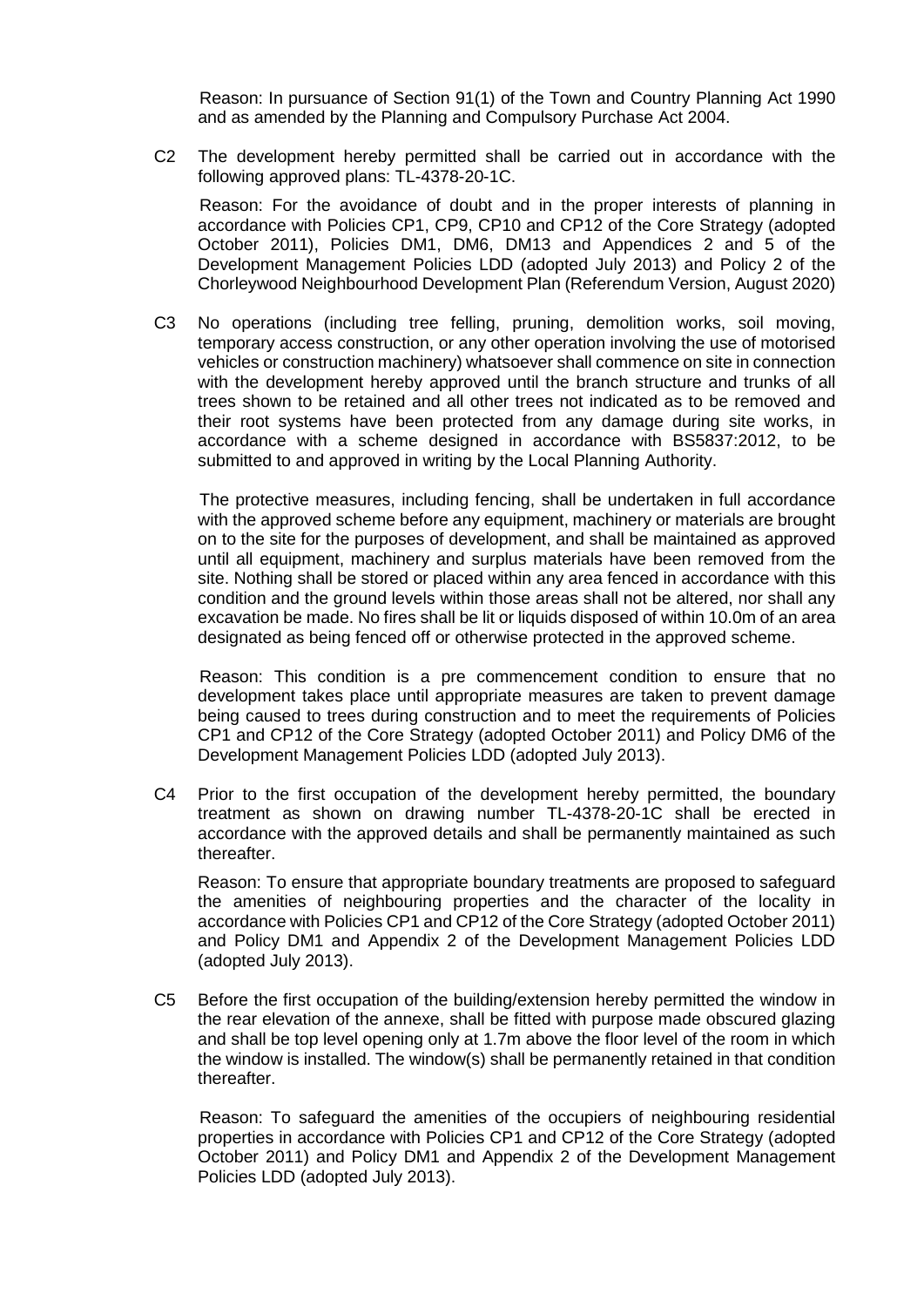Reason: In pursuance of Section 91(1) of the Town and Country Planning Act 1990 and as amended by the Planning and Compulsory Purchase Act 2004.

C2 The development hereby permitted shall be carried out in accordance with the following approved plans: TL-4378-20-1C.

Reason: For the avoidance of doubt and in the proper interests of planning in accordance with Policies CP1, CP9, CP10 and CP12 of the Core Strategy (adopted October 2011), Policies DM1, DM6, DM13 and Appendices 2 and 5 of the Development Management Policies LDD (adopted July 2013) and Policy 2 of the Chorleywood Neighbourhood Development Plan (Referendum Version, August 2020)

C3 No operations (including tree felling, pruning, demolition works, soil moving, temporary access construction, or any other operation involving the use of motorised vehicles or construction machinery) whatsoever shall commence on site in connection with the development hereby approved until the branch structure and trunks of all trees shown to be retained and all other trees not indicated as to be removed and their root systems have been protected from any damage during site works, in accordance with a scheme designed in accordance with BS5837:2012, to be submitted to and approved in writing by the Local Planning Authority.

The protective measures, including fencing, shall be undertaken in full accordance with the approved scheme before any equipment, machinery or materials are brought on to the site for the purposes of development, and shall be maintained as approved until all equipment, machinery and surplus materials have been removed from the site. Nothing shall be stored or placed within any area fenced in accordance with this condition and the ground levels within those areas shall not be altered, nor shall any excavation be made. No fires shall be lit or liquids disposed of within 10.0m of an area designated as being fenced off or otherwise protected in the approved scheme.

Reason: This condition is a pre commencement condition to ensure that no development takes place until appropriate measures are taken to prevent damage being caused to trees during construction and to meet the requirements of Policies CP1 and CP12 of the Core Strategy (adopted October 2011) and Policy DM6 of the Development Management Policies LDD (adopted July 2013).

C4 Prior to the first occupation of the development hereby permitted, the boundary treatment as shown on drawing number TL-4378-20-1C shall be erected in accordance with the approved details and shall be permanently maintained as such thereafter.

Reason: To ensure that appropriate boundary treatments are proposed to safeguard the amenities of neighbouring properties and the character of the locality in accordance with Policies CP1 and CP12 of the Core Strategy (adopted October 2011) and Policy DM1 and Appendix 2 of the Development Management Policies LDD (adopted July 2013).

C5 Before the first occupation of the building/extension hereby permitted the window in the rear elevation of the annexe, shall be fitted with purpose made obscured glazing and shall be top level opening only at 1.7m above the floor level of the room in which the window is installed. The window(s) shall be permanently retained in that condition thereafter.

Reason: To safeguard the amenities of the occupiers of neighbouring residential properties in accordance with Policies CP1 and CP12 of the Core Strategy (adopted October 2011) and Policy DM1 and Appendix 2 of the Development Management Policies LDD (adopted July 2013).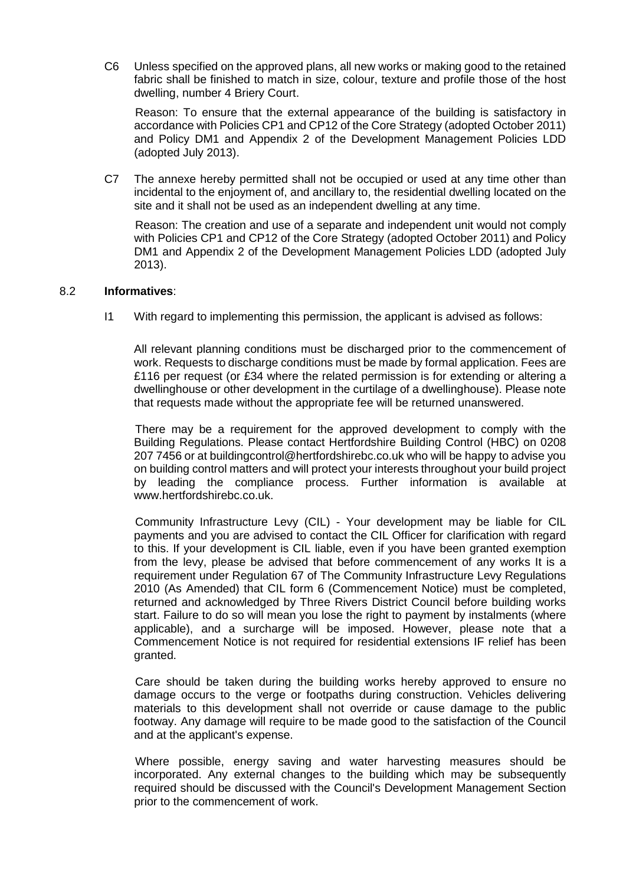C6 Unless specified on the approved plans, all new works or making good to the retained fabric shall be finished to match in size, colour, texture and profile those of the host dwelling, number 4 Briery Court.

Reason: To ensure that the external appearance of the building is satisfactory in accordance with Policies CP1 and CP12 of the Core Strategy (adopted October 2011) and Policy DM1 and Appendix 2 of the Development Management Policies LDD (adopted July 2013).

C7 The annexe hereby permitted shall not be occupied or used at any time other than incidental to the enjoyment of, and ancillary to, the residential dwelling located on the site and it shall not be used as an independent dwelling at any time.

Reason: The creation and use of a separate and independent unit would not comply with Policies CP1 and CP12 of the Core Strategy (adopted October 2011) and Policy DM1 and Appendix 2 of the Development Management Policies LDD (adopted July 2013).

8.2 **Informatives**:

I1 With regard to implementing this permission, the applicant is advised as follows:

All relevant planning conditions must be discharged prior to the commencement of work. Requests to discharge conditions must be made by formal application. Fees are £116 per request (or £34 where the related permission is for extending or altering a dwellinghouse or other development in the curtilage of a dwellinghouse). Please note that requests made without the appropriate fee will be returned unanswered.

There may be a requirement for the approved development to comply with the Building Regulations. Please contact Hertfordshire Building Control (HBC) on 0208 207 7456 or at buildingcontrol@hertfordshirebc.co.uk who will be happy to advise you on building control matters and will protect your interests throughout your build project by leading the compliance process. Further information is available at www.hertfordshirebc.co.uk.

Community Infrastructure Levy (CIL) - Your development may be liable for CIL payments and you are advised to contact the CIL Officer for clarification with regard to this. If your development is CIL liable, even if you have been granted exemption from the levy, please be advised that before commencement of any works It is a requirement under Regulation 67 of The Community Infrastructure Levy Regulations 2010 (As Amended) that CIL form 6 (Commencement Notice) must be completed, returned and acknowledged by Three Rivers District Council before building works start. Failure to do so will mean you lose the right to payment by instalments (where applicable), and a surcharge will be imposed. However, please note that a Commencement Notice is not required for residential extensions IF relief has been granted.

Care should be taken during the building works hereby approved to ensure no damage occurs to the verge or footpaths during construction. Vehicles delivering materials to this development shall not override or cause damage to the public footway. Any damage will require to be made good to the satisfaction of the Council and at the applicant's expense.

Where possible, energy saving and water harvesting measures should be incorporated. Any external changes to the building which may be subsequently required should be discussed with the Council's Development Management Section prior to the commencement of work.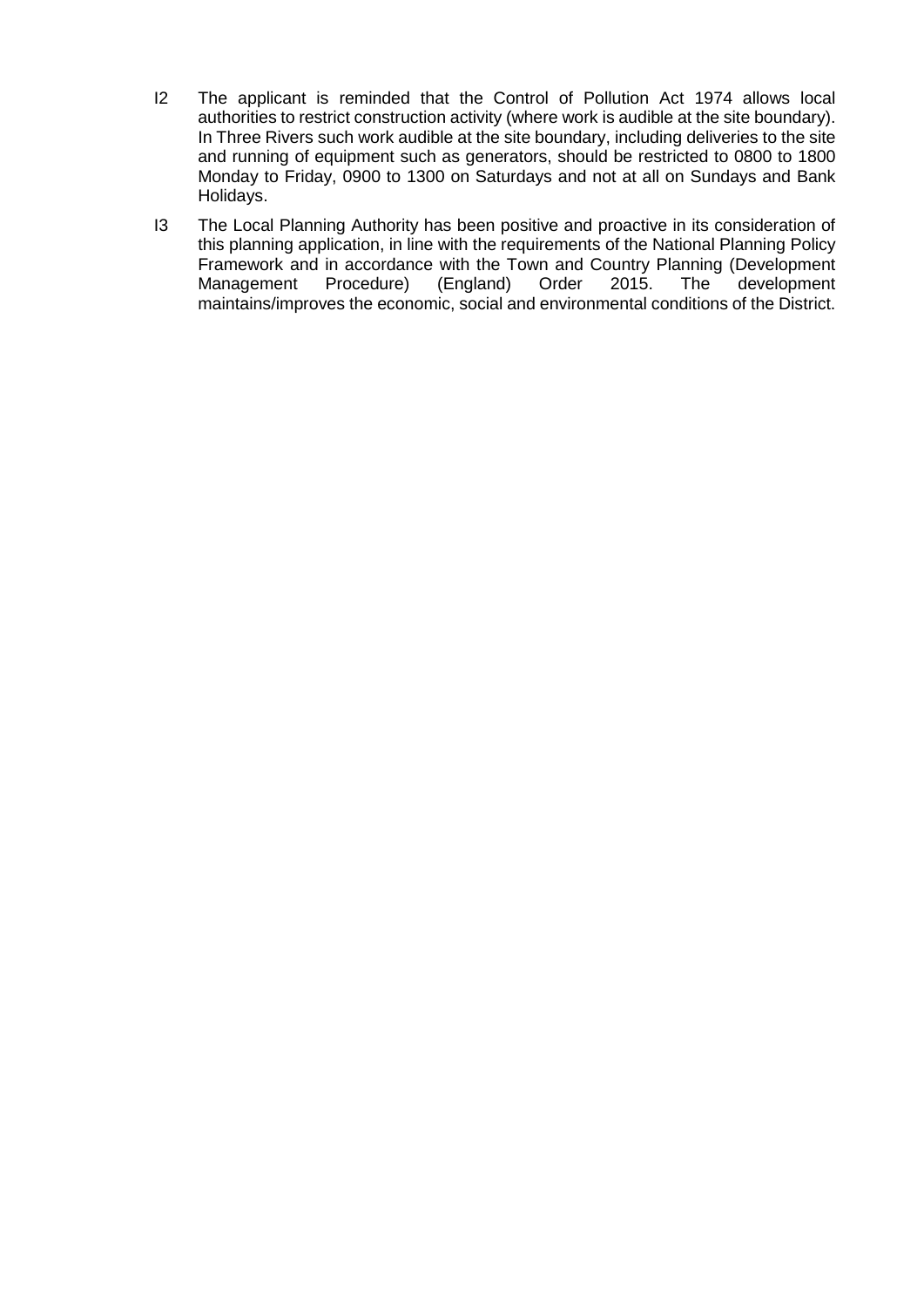I2 The applicant is reminded that the Control of Pollution Act 1974 allows local authorities to restrict construction activity (where work is audible at the site boundary). In Three Rivers such work audible at the site boundary, including deliveries to the site and running of equipment such as generators, should be restricted to 0800 to 1800 Monday to Friday, 0900 to 1300 on Saturdays and not at all on Sundays and Bank Holidays.

I3 The Local Planning Authority has been positive and proactive in its consideration of this planning application, in line with the requirements of the National Planning Policy Framework and in accordance with the Town and Country Planning (Development Management Procedure) (England) Order 2015. The development maintains/improves the economic, social and environmental conditions of the District.